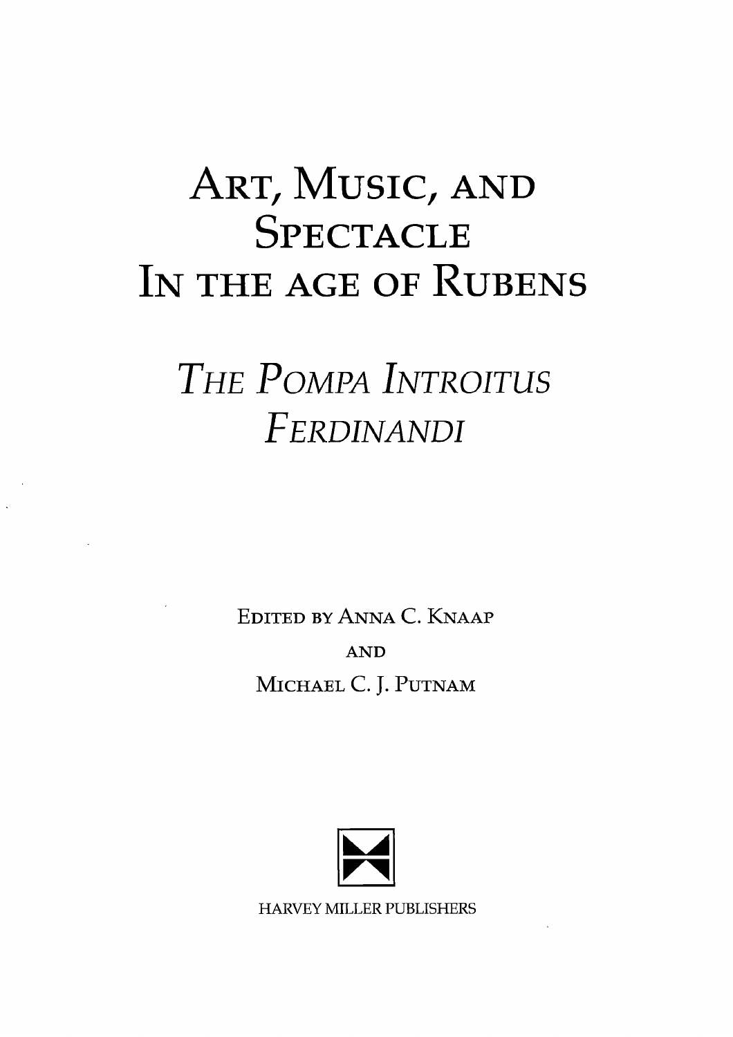# Art, Music, and Spectacle in the Age of Rubens

## *The Pompa Introitus Ferdinandi*

Edited by Anna C. Knaap

and

Michael C. J. Putnam

Harvey Miller Publishers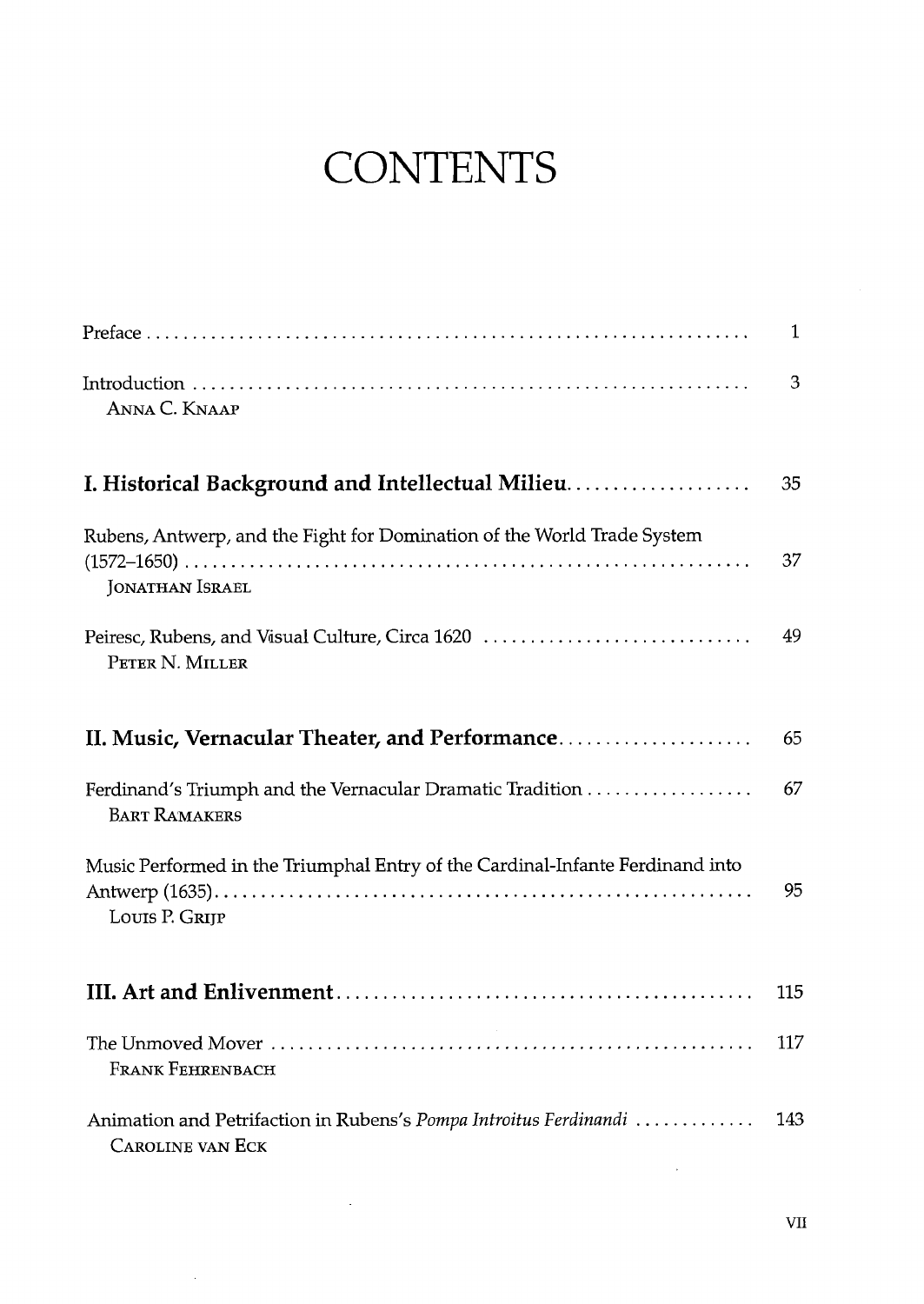# CONTENTS

| | |
|---|---|
| Preface | 1 |
| Introduction<br>ANNA C. KNAAP | 3 |
| **I. Historical Background and Intellectual Milieu** | 35 |
| Rubens, Antwerp, and the Fight for Domination of the World Trade System (1572–1650)<br>JONATHAN ISRAEL | 37 |
| Peiresc, Rubens, and Visual Culture, Circa 1620<br>PETER N. MILLER | 49 |
| **II. Music, Vernacular Theater, and Performance** | 65 |
| Ferdinand's Triumph and the Vernacular Dramatic Tradition<br>BART RAMAKERS | 67 |
| Music Performed in the Triumphal Entry of the Cardinal-Infante Ferdinand into Antwerp (1635)<br>LOUIS P. GRIJP | 95 |
| **III. Art and Enlivenment** | 115 |
| The Unmoved Mover<br>FRANK FEHRENBACH | 117 |
| Animation and Petrifaction in Rubens's *Pompa Introitus Ferdinandi*<br>CAROLINE VAN ECK | 143 |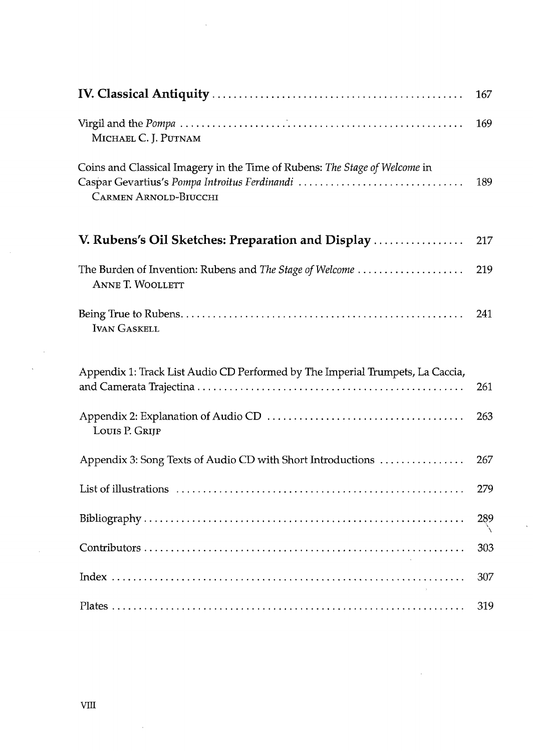**IV. Classical Antiquity** ............................................... 167

Virgil and the *Pompa* ............................................... 169
Michael C. J. Putnam

Coins and Classical Imagery in the Time of Rubens: *The Stage of Welcome* in Caspar Gevartius's *Pompa Introitus Ferdinandi* ............................................... 189
Carmen Arnold-Biucchi

**V. Rubens's Oil Sketches: Preparation and Display** ............................................... 217

The Burden of Invention: Rubens and *The Stage of Welcome* ............................................... 219
Anne T. Woollett

Being True to Rubens ............................................... 241
Ivan Gaskell

Appendix 1: Track List Audio CD Performed by The Imperial Trumpets, La Caccia, and Camerata Trajectina ............................................... 261

Appendix 2: Explanation of Audio CD ............................................... 263
Louis P. Grijp

Appendix 3: Song Texts of Audio CD with Short Introductions ............................................... 267

List of illustrations ............................................... 279

Bibliography ............................................... 289

Contributors ............................................... 303

Index ............................................... 307

Plates ............................................... 319